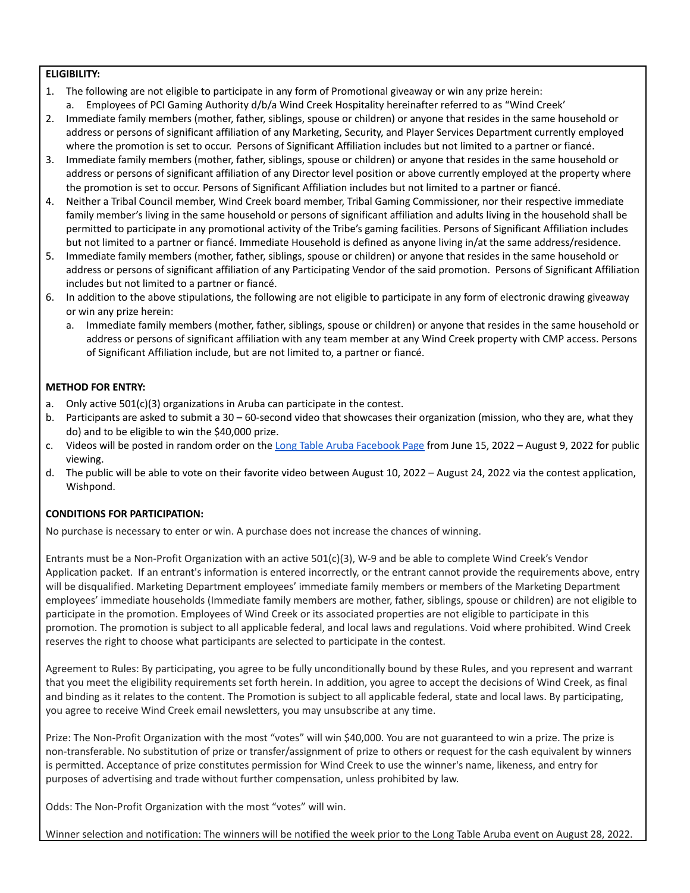**ELIGIBILITY:**

1. The following are not eligible to participate in any form of Promotional giveaway or win any prize herein:
   a. Employees of PCI Gaming Authority d/b/a Wind Creek Hospitality hereinafter referred to as "Wind Creek'
2. Immediate family members (mother, father, siblings, spouse or children) or anyone that resides in the same household or address or persons of significant affiliation of any Marketing, Security, and Player Services Department currently employed where the promotion is set to occur. Persons of Significant Affiliation includes but not limited to a partner or fiancé.
3. Immediate family members (mother, father, siblings, spouse or children) or anyone that resides in the same household or address or persons of significant affiliation of any Director level position or above currently employed at the property where the promotion is set to occur. Persons of Significant Affiliation includes but not limited to a partner or fiancé.
4. Neither a Tribal Council member, Wind Creek board member, Tribal Gaming Commissioner, nor their respective immediate family member's living in the same household or persons of significant affiliation and adults living in the household shall be permitted to participate in any promotional activity of the Tribe's gaming facilities. Persons of Significant Affiliation includes but not limited to a partner or fiancé. Immediate Household is defined as anyone living in/at the same address/residence.
5. Immediate family members (mother, father, siblings, spouse or children) or anyone that resides in the same household or address or persons of significant affiliation of any Participating Vendor of the said promotion. Persons of Significant Affiliation includes but not limited to a partner or fiancé.
6. In addition to the above stipulations, the following are not eligible to participate in any form of electronic drawing giveaway or win any prize herein:
   a. Immediate family members (mother, father, siblings, spouse or children) or anyone that resides in the same household or address or persons of significant affiliation with any team member at any Wind Creek property with CMP access. Persons of Significant Affiliation include, but are not limited to, a partner or fiancé.

**METHOD FOR ENTRY:**

a. Only active 501(c)(3) organizations in Aruba can participate in the contest.
b. Participants are asked to submit a 30 – 60-second video that showcases their organization (mission, who they are, what they do) and to be eligible to win the $40,000 prize.
c. Videos will be posted in random order on the Long Table Aruba Facebook Page from June 15, 2022 – August 9, 2022 for public viewing.
d. The public will be able to vote on their favorite video between August 10, 2022 – August 24, 2022 via the contest application, Wishpond.

**CONDITIONS FOR PARTICIPATION:**

No purchase is necessary to enter or win. A purchase does not increase the chances of winning.

Entrants must be a Non-Profit Organization with an active 501(c)(3), W-9 and be able to complete Wind Creek's Vendor Application packet. If an entrant's information is entered incorrectly, or the entrant cannot provide the requirements above, entry will be disqualified. Marketing Department employees' immediate family members or members of the Marketing Department employees' immediate households (Immediate family members are mother, father, siblings, spouse or children) are not eligible to participate in the promotion. Employees of Wind Creek or its associated properties are not eligible to participate in this promotion. The promotion is subject to all applicable federal, and local laws and regulations. Void where prohibited. Wind Creek reserves the right to choose what participants are selected to participate in the contest.

Agreement to Rules: By participating, you agree to be fully unconditionally bound by these Rules, and you represent and warrant that you meet the eligibility requirements set forth herein. In addition, you agree to accept the decisions of Wind Creek, as final and binding as it relates to the content. The Promotion is subject to all applicable federal, state and local laws. By participating, you agree to receive Wind Creek email newsletters, you may unsubscribe at any time.

Prize: The Non-Profit Organization with the most "votes" will win $40,000. You are not guaranteed to win a prize. The prize is non-transferable. No substitution of prize or transfer/assignment of prize to others or request for the cash equivalent by winners is permitted. Acceptance of prize constitutes permission for Wind Creek to use the winner's name, likeness, and entry for purposes of advertising and trade without further compensation, unless prohibited by law.

Odds: The Non-Profit Organization with the most "votes" will win.

Winner selection and notification: The winners will be notified the week prior to the Long Table Aruba event on August 28, 2022.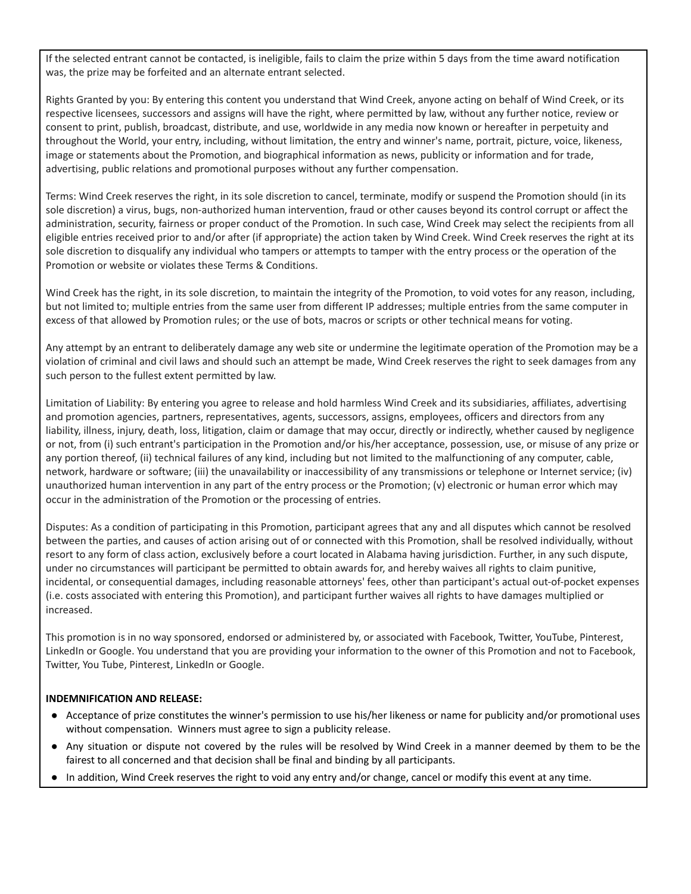If the selected entrant cannot be contacted, is ineligible, fails to claim the prize within 5 days from the time award notification was, the prize may be forfeited and an alternate entrant selected.

Rights Granted by you: By entering this content you understand that Wind Creek, anyone acting on behalf of Wind Creek, or its respective licensees, successors and assigns will have the right, where permitted by law, without any further notice, review or consent to print, publish, broadcast, distribute, and use, worldwide in any media now known or hereafter in perpetuity and throughout the World, your entry, including, without limitation, the entry and winner's name, portrait, picture, voice, likeness, image or statements about the Promotion, and biographical information as news, publicity or information and for trade, advertising, public relations and promotional purposes without any further compensation.

Terms: Wind Creek reserves the right, in its sole discretion to cancel, terminate, modify or suspend the Promotion should (in its sole discretion) a virus, bugs, non-authorized human intervention, fraud or other causes beyond its control corrupt or affect the administration, security, fairness or proper conduct of the Promotion. In such case, Wind Creek may select the recipients from all eligible entries received prior to and/or after (if appropriate) the action taken by Wind Creek. Wind Creek reserves the right at its sole discretion to disqualify any individual who tampers or attempts to tamper with the entry process or the operation of the Promotion or website or violates these Terms & Conditions.

Wind Creek has the right, in its sole discretion, to maintain the integrity of the Promotion, to void votes for any reason, including, but not limited to; multiple entries from the same user from different IP addresses; multiple entries from the same computer in excess of that allowed by Promotion rules; or the use of bots, macros or scripts or other technical means for voting.

Any attempt by an entrant to deliberately damage any web site or undermine the legitimate operation of the Promotion may be a violation of criminal and civil laws and should such an attempt be made, Wind Creek reserves the right to seek damages from any such person to the fullest extent permitted by law.

Limitation of Liability: By entering you agree to release and hold harmless Wind Creek and its subsidiaries, affiliates, advertising and promotion agencies, partners, representatives, agents, successors, assigns, employees, officers and directors from any liability, illness, injury, death, loss, litigation, claim or damage that may occur, directly or indirectly, whether caused by negligence or not, from (i) such entrant's participation in the Promotion and/or his/her acceptance, possession, use, or misuse of any prize or any portion thereof, (ii) technical failures of any kind, including but not limited to the malfunctioning of any computer, cable, network, hardware or software; (iii) the unavailability or inaccessibility of any transmissions or telephone or Internet service; (iv) unauthorized human intervention in any part of the entry process or the Promotion; (v) electronic or human error which may occur in the administration of the Promotion or the processing of entries.

Disputes: As a condition of participating in this Promotion, participant agrees that any and all disputes which cannot be resolved between the parties, and causes of action arising out of or connected with this Promotion, shall be resolved individually, without resort to any form of class action, exclusively before a court located in Alabama having jurisdiction. Further, in any such dispute, under no circumstances will participant be permitted to obtain awards for, and hereby waives all rights to claim punitive, incidental, or consequential damages, including reasonable attorneys' fees, other than participant's actual out-of-pocket expenses (i.e. costs associated with entering this Promotion), and participant further waives all rights to have damages multiplied or increased.

This promotion is in no way sponsored, endorsed or administered by, or associated with Facebook, Twitter, YouTube, Pinterest, LinkedIn or Google. You understand that you are providing your information to the owner of this Promotion and not to Facebook, Twitter, You Tube, Pinterest, LinkedIn or Google.

**INDEMNIFICATION AND RELEASE:**

- Acceptance of prize constitutes the winner's permission to use his/her likeness or name for publicity and/or promotional uses without compensation. Winners must agree to sign a publicity release.
- Any situation or dispute not covered by the rules will be resolved by Wind Creek in a manner deemed by them to be the fairest to all concerned and that decision shall be final and binding by all participants.
- In addition, Wind Creek reserves the right to void any entry and/or change, cancel or modify this event at any time.